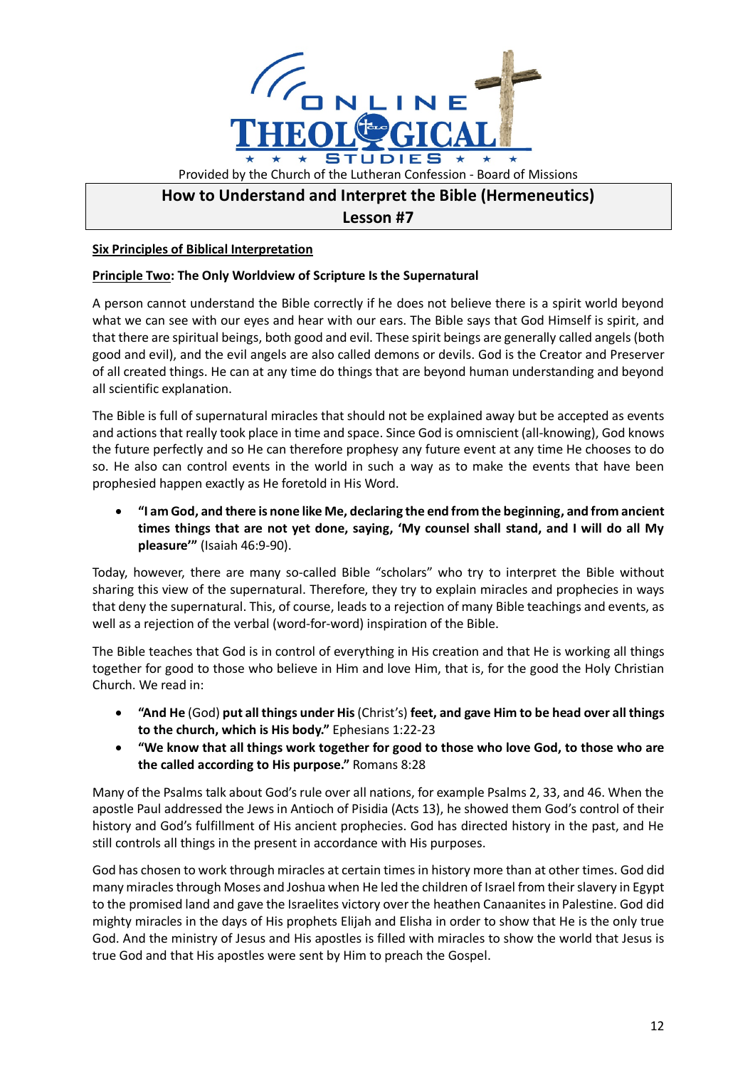Provided by the Church of the Lutheran Confession - Board of Missions

# How to Understand and Interpret the Bible (Hermeneutics)
# Lesson #7

**Six Principles of Biblical Interpretation**

**Principle Two: The Only Worldview of Scripture Is the Supernatural**

A person cannot understand the Bible correctly if he does not believe there is a spirit world beyond what we can see with our eyes and hear with our ears. The Bible says that God Himself is spirit, and that there are spiritual beings, both good and evil. These spirit beings are generally called angels (both good and evil), and the evil angels are also called demons or devils. God is the Creator and Preserver of all created things. He can at any time do things that are beyond human understanding and beyond all scientific explanation.

The Bible is full of supernatural miracles that should not be explained away but be accepted as events and actions that really took place in time and space. Since God is omniscient (all-knowing), God knows the future perfectly and so He can therefore prophesy any future event at any time He chooses to do so. He also can control events in the world in such a way as to make the events that have been prophesied happen exactly as He foretold in His Word.

- **"I am God, and there is none like Me, declaring the end from the beginning, and from ancient times things that are not yet done, saying, 'My counsel shall stand, and I will do all My pleasure'"** (Isaiah 46:9-90).

Today, however, there are many so-called Bible "scholars" who try to interpret the Bible without sharing this view of the supernatural. Therefore, they try to explain miracles and prophecies in ways that deny the supernatural. This, of course, leads to a rejection of many Bible teachings and events, as well as a rejection of the verbal (word-for-word) inspiration of the Bible.

The Bible teaches that God is in control of everything in His creation and that He is working all things together for good to those who believe in Him and love Him, that is, for the good the Holy Christian Church. We read in:

- **"And He** (God) **put all things under His** (Christ's) **feet, and gave Him to be head over all things to the church, which is His body."** Ephesians 1:22-23
- **"We know that all things work together for good to those who love God, to those who are the called according to His purpose."** Romans 8:28

Many of the Psalms talk about God's rule over all nations, for example Psalms 2, 33, and 46. When the apostle Paul addressed the Jews in Antioch of Pisidia (Acts 13), he showed them God's control of their history and God's fulfillment of His ancient prophecies. God has directed history in the past, and He still controls all things in the present in accordance with His purposes.

God has chosen to work through miracles at certain times in history more than at other times. God did many miracles through Moses and Joshua when He led the children of Israel from their slavery in Egypt to the promised land and gave the Israelites victory over the heathen Canaanites in Palestine. God did mighty miracles in the days of His prophets Elijah and Elisha in order to show that He is the only true God. And the ministry of Jesus and His apostles is filled with miracles to show the world that Jesus is true God and that His apostles were sent by Him to preach the Gospel.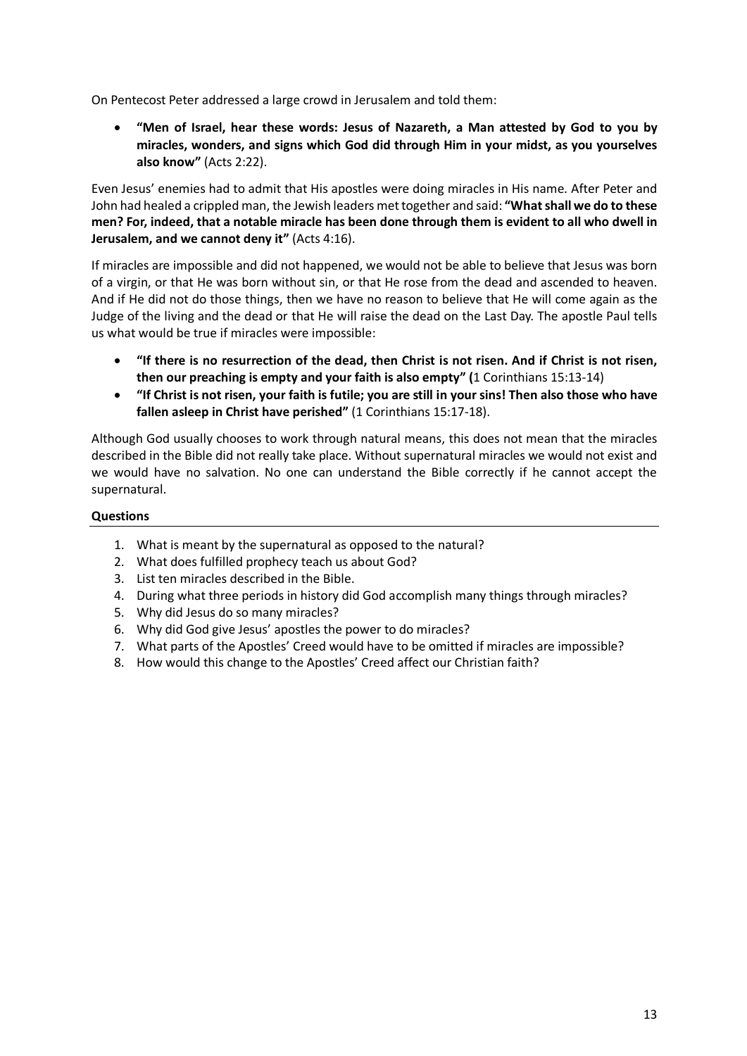On Pentecost Peter addressed a large crowd in Jerusalem and told them:

- **"Men of Israel, hear these words: Jesus of Nazareth, a Man attested by God to you by miracles, wonders, and signs which God did through Him in your midst, as you yourselves also know"** (Acts 2:22).

Even Jesus' enemies had to admit that His apostles were doing miracles in His name. After Peter and John had healed a crippled man, the Jewish leaders met together and said: **"What shall we do to these men? For, indeed, that a notable miracle has been done through them is evident to all who dwell in Jerusalem, and we cannot deny it"** (Acts 4:16).

If miracles are impossible and did not happened, we would not be able to believe that Jesus was born of a virgin, or that He was born without sin, or that He rose from the dead and ascended to heaven. And if He did not do those things, then we have no reason to believe that He will come again as the Judge of the living and the dead or that He will raise the dead on the Last Day. The apostle Paul tells us what would be true if miracles were impossible:

- **"If there is no resurrection of the dead, then Christ is not risen. And if Christ is not risen, then our preaching is empty and your faith is also empty" (**1 Corinthians 15:13-14)
- **"If Christ is not risen, your faith is futile; you are still in your sins! Then also those who have fallen asleep in Christ have perished"** (1 Corinthians 15:17-18).

Although God usually chooses to work through natural means, this does not mean that the miracles described in the Bible did not really take place. Without supernatural miracles we would not exist and we would have no salvation. No one can understand the Bible correctly if he cannot accept the supernatural.

**Questions**

1. What is meant by the supernatural as opposed to the natural?
2. What does fulfilled prophecy teach us about God?
3. List ten miracles described in the Bible.
4. During what three periods in history did God accomplish many things through miracles?
5. Why did Jesus do so many miracles?
6. Why did God give Jesus' apostles the power to do miracles?
7. What parts of the Apostles' Creed would have to be omitted if miracles are impossible?
8. How would this change to the Apostles' Creed affect our Christian faith?